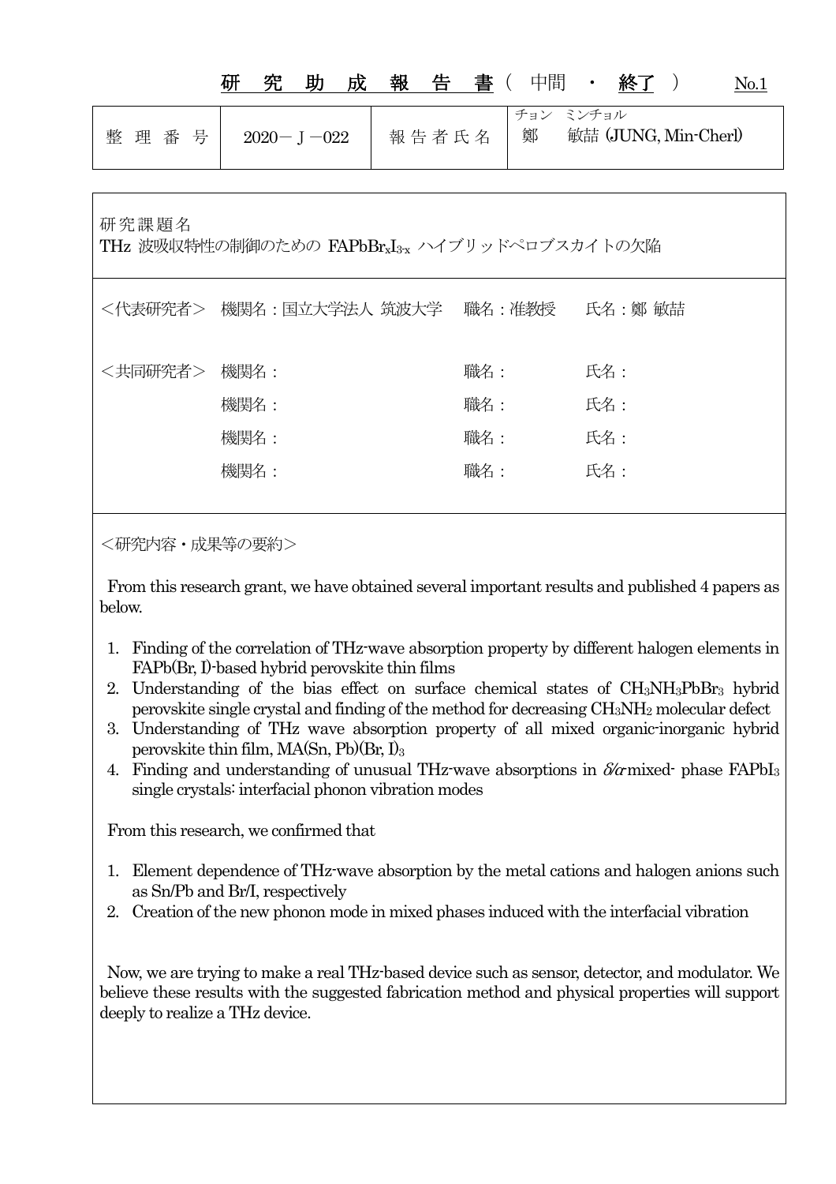# 研究助成報告書（中間 ・ 終了）

No.1

| 整理番号 | 2020－J－022 | 報告者氏名 | チョン ミンチョル<br>鄭　敏喆 (JUNG, Min-Cherl) |
|---|---|---|---|

研究課題名

THz 波吸収特性の制御のための $FAPbBr_xI_{3-x}$ ハイブリッドペロブスカイトの欠陥

＜代表研究者＞　機関名：国立大学法人 筑波大学　職名：准教授　氏名：鄭 敏喆

＜共同研究者＞　機関名：　職名：　氏名：

機関名：　職名：　氏名：

機関名：　職名：　氏名：

機関名：　職名：　氏名：

＜研究内容・成果等の要約＞

From this research grant, we have obtained several important results and published 4 papers as below.

1. Finding of the correlation of THz-wave absorption property by different halogen elements in FAPb(Br, I)-based hybrid perovskite thin films
2. Understanding of the bias effect on surface chemical states of $CH_3NH_3PbBr_3$ hybrid perovskite single crystal and finding of the method for decreasing $CH_3NH_2$ molecular defect
3. Understanding of THz wave absorption property of all mixed organic-inorganic hybrid perovskite thin film, $MA(Sn, Pb)(Br, I)_3$
4. Finding and understanding of unusual THz-wave absorptions in $\delta/\alpha$-mixed- phase $FAPbI_3$ single crystals: interfacial phonon vibration modes

From this research, we confirmed that

1. Element dependence of THz-wave absorption by the metal cations and halogen anions such as Sn/Pb and Br/I, respectively
2. Creation of the new phonon mode in mixed phases induced with the interfacial vibration

Now, we are trying to make a real THz-based device such as sensor, detector, and modulator. We believe these results with the suggested fabrication method and physical properties will support deeply to realize a THz device.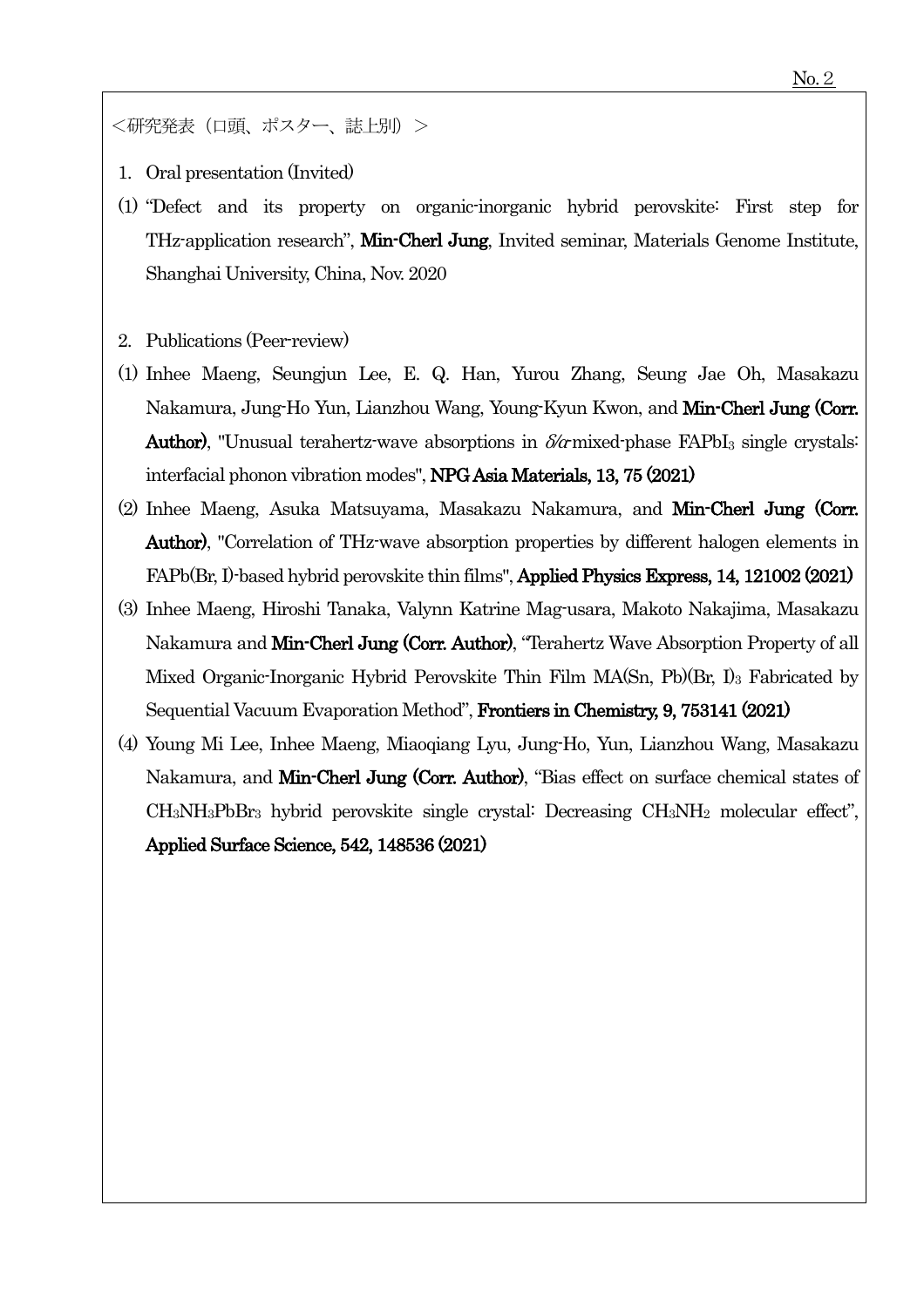<研究発表（口頭、ポスター、誌上別）>

1. Oral presentation (Invited)

(1) "Defect and its property on organic-inorganic hybrid perovskite: First step for THz-application research", **Min-Cherl Jung**, Invited seminar, Materials Genome Institute, Shanghai University, China, Nov. 2020

2. Publications (Peer-review)

(1) Inhee Maeng, Seungjun Lee, E. Q. Han, Yurou Zhang, Seung Jae Oh, Masakazu Nakamura, Jung-Ho Yun, Lianzhou Wang, Young-Kyun Kwon, and **Min-Cherl Jung (Corr. Author)**, "Unusual terahertz-wave absorptions in $\delta/\alpha$-mixed-phase $FAPbI_3$ single crystals: interfacial phonon vibration modes", **NPG Asia Materials, 13, 75 (2021)**

(2) Inhee Maeng, Asuka Matsuyama, Masakazu Nakamura, and **Min-Cherl Jung (Corr. Author)**, "Correlation of THz-wave absorption properties by different halogen elements in FAPb(Br, I)-based hybrid perovskite thin films", **Applied Physics Express, 14, 121002 (2021)**

(3) Inhee Maeng, Hiroshi Tanaka, Valynn Katrine Mag-usara, Makoto Nakajima, Masakazu Nakamura and **Min-Cherl Jung (Corr. Author)**, "Terahertz Wave Absorption Property of all Mixed Organic-Inorganic Hybrid Perovskite Thin Film MA(Sn, Pb)(Br, $I)_3$ Fabricated by Sequential Vacuum Evaporation Method", **Frontiers in Chemistry, 9, 753141 (2021)**

(4) Young Mi Lee, Inhee Maeng, Miaoqiang Lyu, Jung-Ho, Yun, Lianzhou Wang, Masakazu Nakamura, and **Min-Cherl Jung (Corr. Author)**, "Bias effect on surface chemical states of $CH_3NH_3PbBr_3$ hybrid perovskite single crystal: Decreasing $CH_3NH_2$ molecular effect", **Applied Surface Science, 542, 148536 (2021)**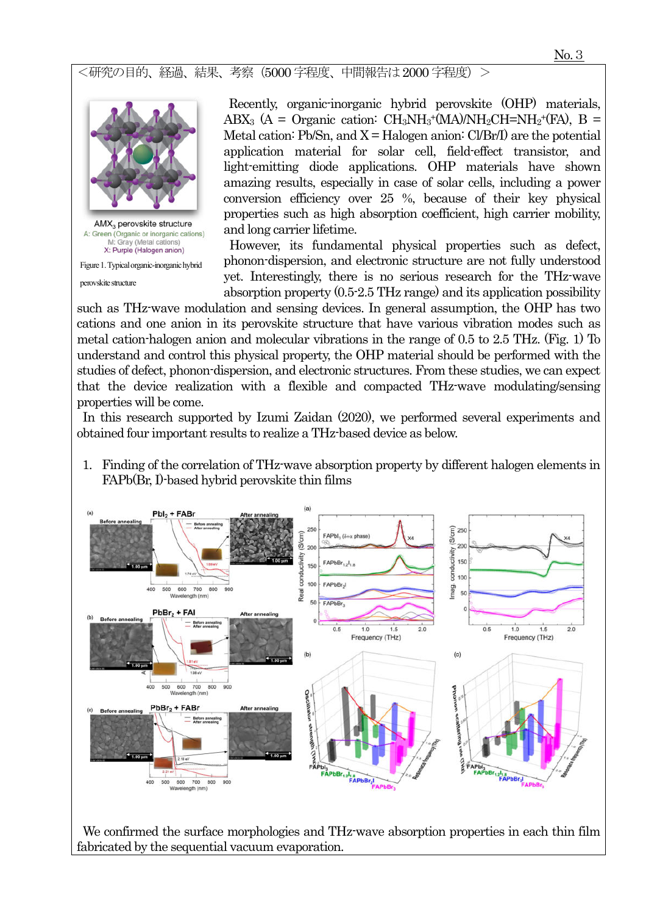<研究の目的、経過、結果、考察（5000 字程度、中間報告は 2000 字程度）>

AMX$_3$ perovskite structure
A: Green (Organic or inorganic cations)
M: Gray (Metal cations)
X: Purple (Halogen anion)

Figure 1. Typical organic-inorganic hybrid perovskite structure

Recently, organic-inorganic hybrid perovskite (OHP) materials, $ABX_3$ (A = Organic cation: $CH_3NH_3^+$(MA)/$NH_2CH=NH_2^+$(FA), B = Metal cation: Pb/Sn, and X = Halogen anion: Cl/Br/I) are the potential application material for solar cell, field-effect transistor, and light-emitting diode applications. OHP materials have shown amazing results, especially in case of solar cells, including a power conversion efficiency over 25 %, because of their key physical properties such as high absorption coefficient, high carrier mobility, and long carrier lifetime.

However, its fundamental physical properties such as defect, phonon-dispersion, and electronic structure are not fully understood yet. Interestingly, there is no serious research for the THz-wave absorption property (0.5-2.5 THz range) and its application possibility such as THz-wave modulation and sensing devices. In general assumption, the OHP has two cations and one anion in its perovskite structure that have various vibration modes such as metal cation-halogen anion and molecular vibrations in the range of 0.5 to 2.5 THz. (Fig. 1) To understand and control this physical property, the OHP material should be performed with the studies of defect, phonon-dispersion, and electronic structures. From these studies, we can expect that the device realization with a flexible and compacted THz-wave modulating/sensing properties will be come.

In this research supported by Izumi Zaidan (2020), we performed several experiments and obtained four important results to realize a THz-based device as below.

1. Finding of the correlation of THz-wave absorption property by different halogen elements in FAPb(Br, I)-based hybrid perovskite thin films

We confirmed the surface morphologies and THz-wave absorption properties in each thin film fabricated by the sequential vacuum evaporation.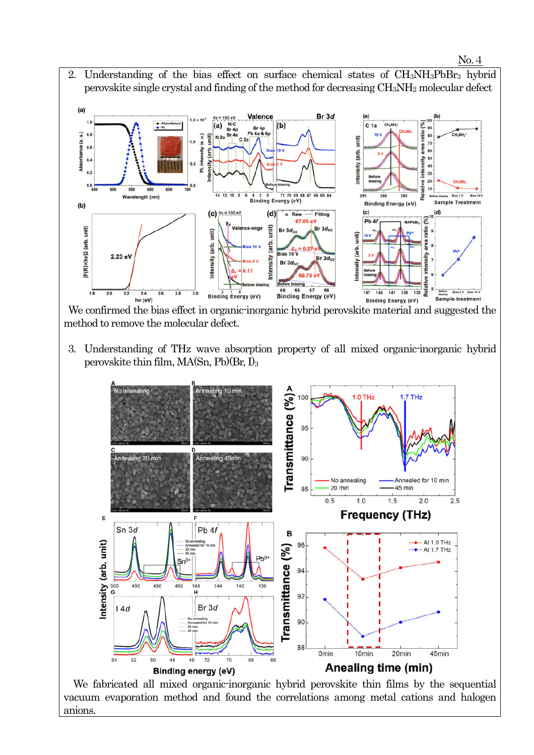2. Understanding of the bias effect on surface chemical states of $CH_3NH_3PbBr_3$ hybrid perovskite single crystal and finding of the method for decreasing $CH_3NH_2$ molecular defect

We confirmed the bias effect in organic-inorganic hybrid perovskite material and suggested the method to remove the molecular defect.

3. Understanding of THz wave absorption property of all mixed organic-inorganic hybrid perovskite thin film, MA(Sn, Pb)(Br, I)$_3$

We fabricated all mixed organic-inorganic hybrid perovskite thin films by the sequential vacuum evaporation method and found the correlations among metal cations and halogen anions.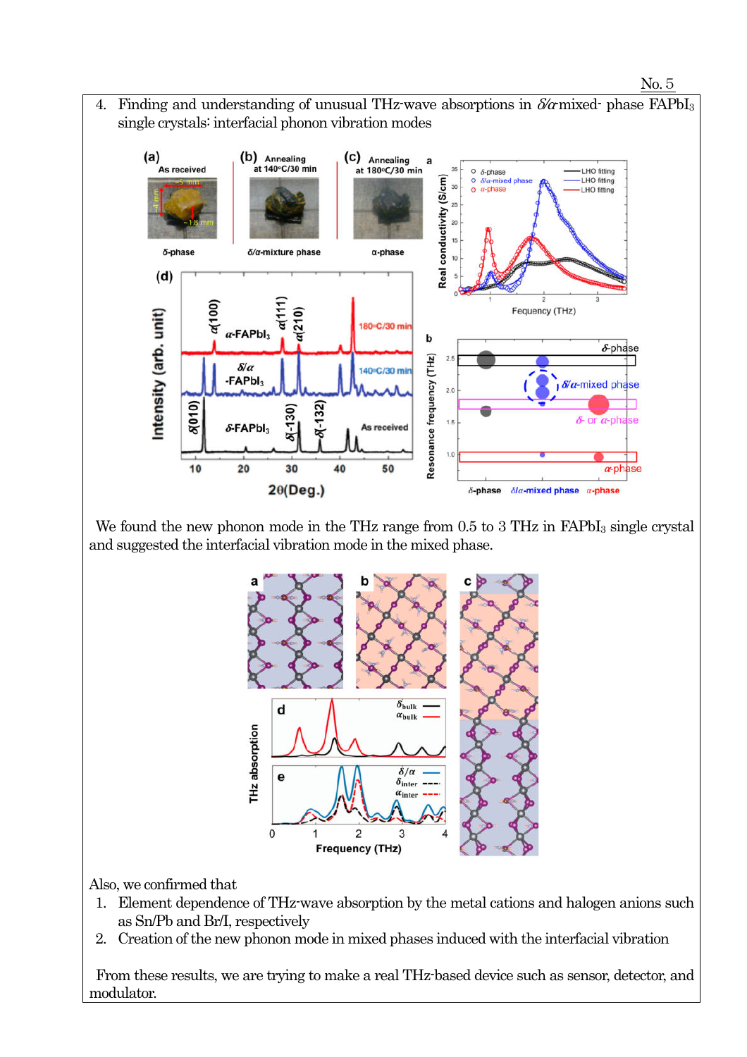4. Finding and understanding of unusual THz-wave absorptions in δ/α-mixed- phase $FAPbI_3$ single crystals: interfacial phonon vibration modes

(a) As received
~5 mm
~4 mm
~1.8 mm
δ-phase

(b) Annealing at 140°C/30 min
δ/α-mixture phase

(c) Annealing at 180°C/30 min
α-phase

(d)
Intensity (arb. unit)
α(100)
α(111)
α(210)
α-$FAPbI_3$
180°C/30 min
δ/α -$FAPbI_3$
140°C/30 min
δ(010)
δ(-130)
δ(-132)
δ-$FAPbI_3$
As received
10 20 30 40 50
2θ(Deg.)

a
Real conductivity (S/cm)
0 5 10 15 20 25 30 35
δ-phase
δ/α-mixed phase
α-phase
LHO fitting
LHO fitting
LHO fitting
1 2 3
Fequency (THz)

b
Resonance frequency (THz)
1.0 1.5 2.0 2.5
δ-phase
δ/α-mixed phase
δ- or α-phase
α-phase
δ-phase δ/α-mixed phase α-phase

We found the new phonon mode in the THz range from 0.5 to 3 THz in $FAPbI_3$ single crystal and suggested the interfacial vibration mode in the mixed phase.

a b c

d
$\delta_{bulk}$
$\alpha_{bulk}$

e
δ/α
$\delta_{inter}$
$\alpha_{inter}$

THz absorption
0 1 2 3 4
Frequency (THz)

Also, we confirmed that

1. Element dependence of THz-wave absorption by the metal cations and halogen anions such as Sn/Pb and Br/I, respectively
2. Creation of the new phonon mode in mixed phases induced with the interfacial vibration

From these results, we are trying to make a real THz-based device such as sensor, detector, and modulator.